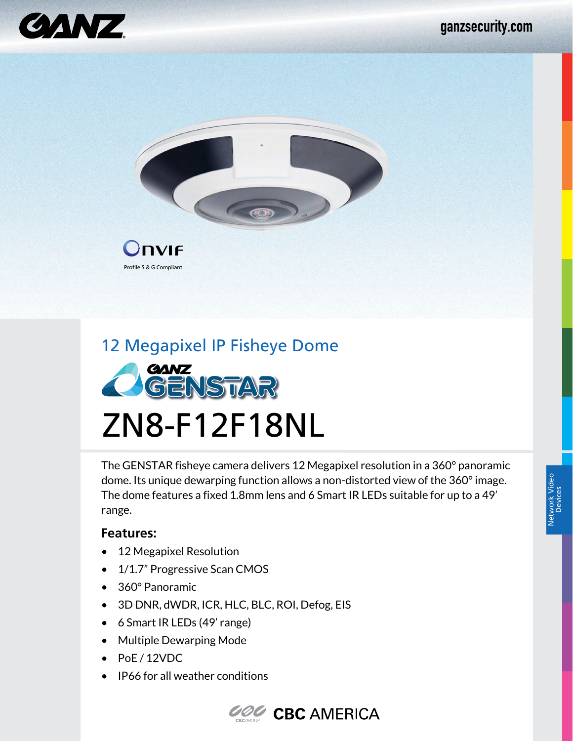GANZ

ganzsecurity.com

ONVIF
Profile S & G Compliant

## 12 Megapixel IP Fisheye Dome

GANZ GENSTAR

# ZN8-F12F18NL

The GENSTAR fisheye camera delivers 12 Megapixel resolution in a 360° panoramic dome. Its unique dewarping function allows a non-distorted view of the 360° image. The dome features a fixed 1.8mm lens and 6 Smart IR LEDs suitable for up to a 49' range.

### Features:

- 12 Megapixel Resolution
- 1/1.7" Progressive Scan CMOS
- 360° Panoramic
- 3D DNR, dWDR, ICR, HLC, BLC, ROI, Defog, EIS
- 6 Smart IR LEDs (49' range)
- Multiple Dewarping Mode
- PoE / 12VDC
- IP66 for all weather conditions

Network Video Devices

CBC GROUP CBC AMERICA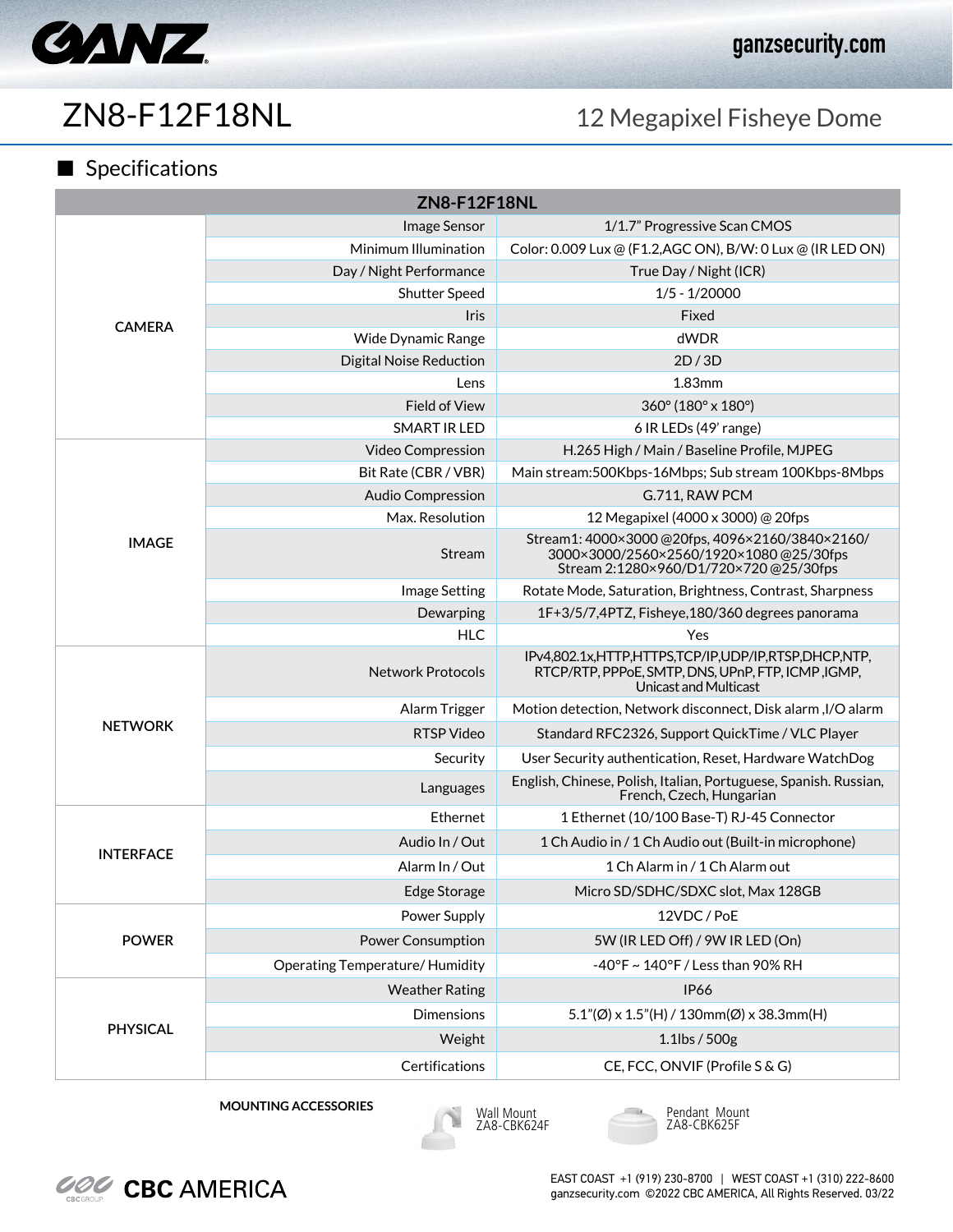# ZN8-F12F18NL

## 12 Megapixel Fisheye Dome

### Specifications

| ZN8-F12F18NL | | |
|---|---|---|
| CAMERA | Image Sensor | 1/1.7" Progressive Scan CMOS |
| | Minimum Illumination | Color: 0.009 Lux @ (F1.2,AGC ON), B/W: 0 Lux @ (IR LED ON) |
| | Day / Night Performance | True Day / Night (ICR) |
| | Shutter Speed | 1/5 - 1/20000 |
| | Iris | Fixed |
| | Wide Dynamic Range | dWDR |
| | Digital Noise Reduction | 2D / 3D |
| | Lens | 1.83mm |
| | Field of View | 360° (180° x 180°) |
| | SMART IR LED | 6 IR LEDs (49' range) |
| IMAGE | Video Compression | H.265 High / Main / Baseline Profile, MJPEG |
| | Bit Rate (CBR / VBR) | Main stream:500Kbps-16Mbps; Sub stream 100Kbps-8Mbps |
| | Audio Compression | G.711, RAW PCM |
| | Max. Resolution | 12 Megapixel (4000 x 3000) @ 20fps |
| | Stream | Stream1: 4000×3000 @20fps, 4096×2160/3840×2160/ 3000×3000/2560×2560/1920×1080 @25/30fps Stream 2:1280×960/D1/720×720 @25/30fps |
| | Image Setting | Rotate Mode, Saturation, Brightness, Contrast, Sharpness |
| | Dewarping | 1F+3/5/7,4PTZ, Fisheye,180/360 degrees panorama |
| | HLC | Yes |
| NETWORK | Network Protocols | IPv4,802.1x,HTTP,HTTPS,TCP/IP,UDP/IP,RTSP,DHCP,NTP, RTCP/RTP, PPPoE, SMTP, DNS, UPnP, FTP, ICMP ,IGMP, Unicast and Multicast |
| | Alarm Trigger | Motion detection, Network disconnect, Disk alarm ,I/O alarm |
| | RTSP Video | Standard RFC2326, Support QuickTime / VLC Player |
| | Security | User Security authentication, Reset, Hardware WatchDog |
| | Languages | English, Chinese, Polish, Italian, Portuguese, Spanish. Russian, French, Czech, Hungarian |
| INTERFACE | Ethernet | 1 Ethernet (10/100 Base-T) RJ-45 Connector |
| | Audio In / Out | 1 Ch Audio in / 1 Ch Audio out (Built-in microphone) |
| | Alarm In / Out | 1 Ch Alarm in / 1 Ch Alarm out |
| | Edge Storage | Micro SD/SDHC/SDXC slot, Max 128GB |
| POWER | Power Supply | 12VDC / PoE |
| | Power Consumption | 5W (IR LED Off) / 9W IR LED (On) |
| | Operating Temperature/ Humidity | -40°F ~ 140°F / Less than 90% RH |
| PHYSICAL | Weather Rating | IP66 |
| | Dimensions | 5.1"(Ø) x 1.5"(H) / 130mm(Ø) x 38.3mm(H) |
| | Weight | 1.1lbs / 500g |
| | Certifications | CE, FCC, ONVIF (Profile S & G) |

**MOUNTING ACCESSORIES**

Wall Mount
ZA8-CBK624F

Pendant Mount
ZA8-CBK625F

CBC AMERICA

EAST COAST +1 (919) 230-8700 | WEST COAST +1 (310) 222-8600
ganzsecurity.com ©2022 CBC AMERICA, All Rights Reserved. 03/22